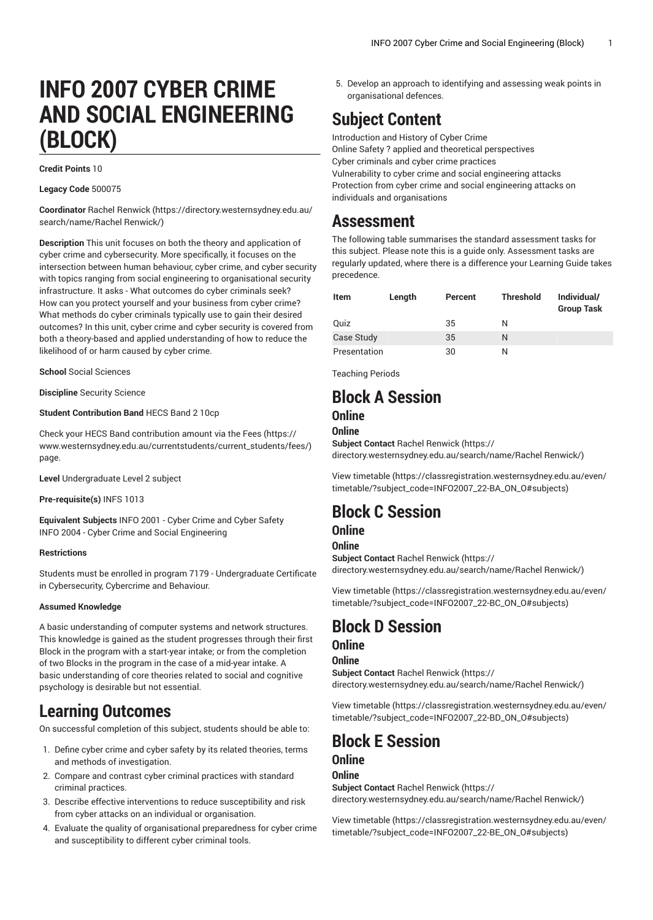# INFO 2007 CYBER CRIME AND SOCIAL ENGINEERING (BLOCK)

**Credit Points** 10

**Legacy Code** 500075

**Coordinator** Rachel Renwick (https://directory.westernsydney.edu.au/search/name/Rachel Renwick/)

**Description** This unit focuses on both the theory and application of cyber crime and cybersecurity. More specifically, it focuses on the intersection between human behaviour, cyber crime, and cyber security with topics ranging from social engineering to organisational security infrastructure. It asks - What outcomes do cyber criminals seek? How can you protect yourself and your business from cyber crime? What methods do cyber criminals typically use to gain their desired outcomes? In this unit, cyber crime and cyber security is covered from both a theory-based and applied understanding of how to reduce the likelihood of or harm caused by cyber crime.

**School** Social Sciences

**Discipline** Security Science

**Student Contribution Band** HECS Band 2 10cp

Check your HECS Band contribution amount via the Fees (https://www.westernsydney.edu.au/currentstudents/current_students/fees/) page.

**Level** Undergraduate Level 2 subject

**Pre-requisite(s)** INFS 1013

**Equivalent Subjects** INFO 2001 - Cyber Crime and Cyber Safety
INFO 2004 - Cyber Crime and Social Engineering

**Restrictions**

Students must be enrolled in program 7179 - Undergraduate Certificate in Cybersecurity, Cybercrime and Behaviour.

**Assumed Knowledge**

A basic understanding of computer systems and network structures. This knowledge is gained as the student progresses through their first Block in the program with a start-year intake; or from the completion of two Blocks in the program in the case of a mid-year intake. A basic understanding of core theories related to social and cognitive psychology is desirable but not essential.

## Learning Outcomes

On successful completion of this subject, students should be able to:

1. Define cyber crime and cyber safety by its related theories, terms and methods of investigation.
2. Compare and contrast cyber criminal practices with standard criminal practices.
3. Describe effective interventions to reduce susceptibility and risk from cyber attacks on an individual or organisation.
4. Evaluate the quality of organisational preparedness for cyber crime and susceptibility to different cyber criminal tools.
5. Develop an approach to identifying and assessing weak points in organisational defences.

## Subject Content

Introduction and History of Cyber Crime
Online Safety ? applied and theoretical perspectives
Cyber criminals and cyber crime practices
Vulnerability to cyber crime and social engineering attacks
Protection from cyber crime and social engineering attacks on individuals and organisations

## Assessment

The following table summarises the standard assessment tasks for this subject. Please note this is a guide only. Assessment tasks are regularly updated, where there is a difference your Learning Guide takes precedence.

| Item | Length | Percent | Threshold | Individual/ Group Task |
| --- | --- | --- | --- | --- |
| Quiz | | 35 | N | |
| Case Study | | 35 | N | |
| Presentation | | 30 | N | |

Teaching Periods

## Block A Session

### Online

#### Online

**Subject Contact** Rachel Renwick (https://directory.westernsydney.edu.au/search/name/Rachel Renwick/)

View timetable (https://classregistration.westernsydney.edu.au/even/timetable/?subject_code=INFO2007_22-BA_ON_O#subjects)

## Block C Session

### Online

#### Online

**Subject Contact** Rachel Renwick (https://directory.westernsydney.edu.au/search/name/Rachel Renwick/)

View timetable (https://classregistration.westernsydney.edu.au/even/timetable/?subject_code=INFO2007_22-BC_ON_O#subjects)

## Block D Session

### Online

#### Online

**Subject Contact** Rachel Renwick (https://directory.westernsydney.edu.au/search/name/Rachel Renwick/)

View timetable (https://classregistration.westernsydney.edu.au/even/timetable/?subject_code=INFO2007_22-BD_ON_O#subjects)

## Block E Session

### Online

#### Online

**Subject Contact** Rachel Renwick (https://directory.westernsydney.edu.au/search/name/Rachel Renwick/)

View timetable (https://classregistration.westernsydney.edu.au/even/timetable/?subject_code=INFO2007_22-BE_ON_O#subjects)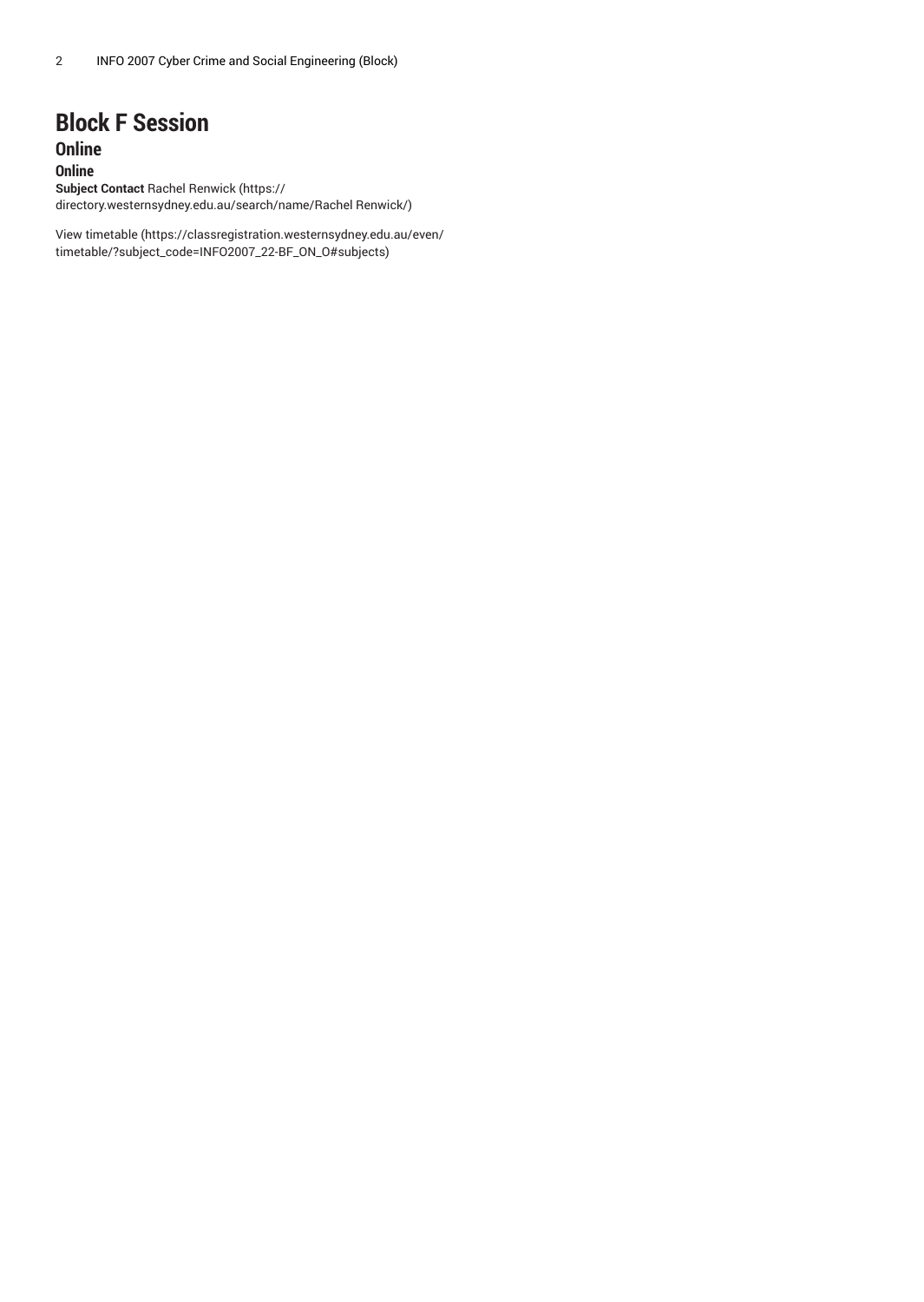# Block F Session

## Online

### Online

**Subject Contact** Rachel Renwick (https://directory.westernsydney.edu.au/search/name/Rachel Renwick/)

View timetable (https://classregistration.westernsydney.edu.au/even/timetable/?subject_code=INFO2007_22-BF_ON_O#subjects)